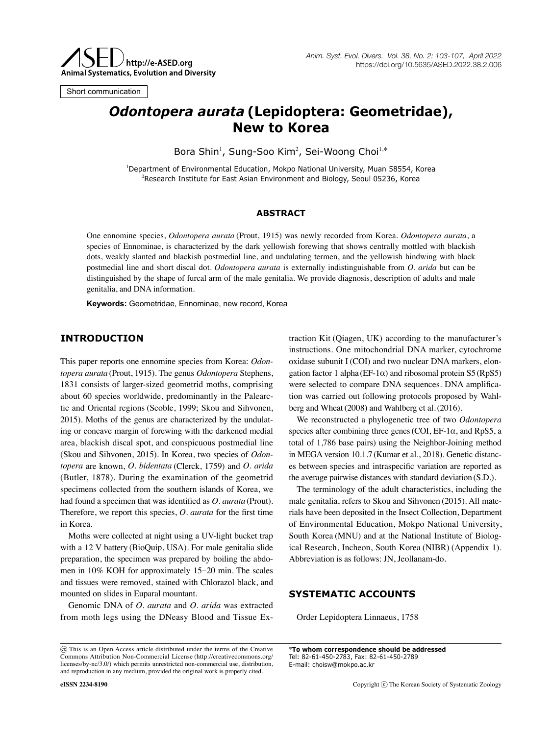Short communication

# *Odontopera aurata* (Lepidoptera: Geometridae), New to Korea

Bora Shin[1], Sung-Soo Kim[2], Sei-Woong Choi[1,*]

[1]Department of Environmental Education, Mokpo National University, Muan 58554, Korea
[2]Research Institute for East Asian Environment and Biology, Seoul 05236, Korea

## ABSTRACT

One ennomine species, *Odontopera aurata* (Prout, 1915) was newly recorded from Korea. *Odontopera aurata*, a species of Ennominae, is characterized by the dark yellowish forewing that shows centrally mottled with blackish dots, weakly slanted and blackish postmedial line, and undulating termen, and the yellowish hindwing with black postmedial line and short discal dot. *Odontopera aurata* is externally indistinguishable from *O. arida* but can be distinguished by the shape of furcal arm of the male genitalia. We provide diagnosis, description of adults and male genitalia, and DNA information.

**Keywords:** Geometridae, Ennominae, new record, Korea

## INTRODUCTION

This paper reports one ennomine species from Korea: *Odontopera aurata* (Prout, 1915). The genus *Odontopera* Stephens, 1831 consists of larger-sized geometrid moths, comprising about 60 species worldwide, predominantly in the Palearctic and Oriental regions (Scoble, 1999; Skou and Sihvonen, 2015). Moths of the genus are characterized by the undulating or concave margin of forewing with the darkened medial area, blackish discal spot, and conspicuous postmedial line (Skou and Sihvonen, 2015). In Korea, two species of *Odontopera* are known, *O. bidentata* (Clerck, 1759) and *O. arida* (Butler, 1878). During the examination of the geometrid specimens collected from the southern islands of Korea, we had found a specimen that was identified as *O. aurata* (Prout). Therefore, we report this species, *O. aurata* for the first time in Korea.

Moths were collected at night using a UV-light bucket trap with a 12 V battery (BioQuip, USA). For male genitalia slide preparation, the specimen was prepared by boiling the abdomen in 10% KOH for approximately 15–20 min. The scales and tissues were removed, stained with Chlorazol black, and mounted on slides in Euparal mountant.

Genomic DNA of *O. aurata* and *O. arida* was extracted from moth legs using the DNeasy Blood and Tissue Extraction Kit (Qiagen, UK) according to the manufacturer's instructions. One mitochondrial DNA marker, cytochrome oxidase subunit I (COI) and two nuclear DNA markers, elongation factor 1 alpha (EF-1$\alpha$) and ribosomal protein S5 (RpS5) were selected to compare DNA sequences. DNA amplification was carried out following protocols proposed by Wahlberg and Wheat (2008) and Wahlberg et al. (2016).

We reconstructed a phylogenetic tree of two *Odontopera* species after combining three genes (COI, EF-1$\alpha$, and RpS5, a total of 1,786 base pairs) using the Neighbor-Joining method in MEGA version 10.1.7 (Kumar et al., 2018). Genetic distances between species and intraspecific variation are reported as the average pairwise distances with standard deviation (S.D.).

The terminology of the adult characteristics, including the male genitalia, refers to Skou and Sihvonen (2015). All materials have been deposited in the Insect Collection, Department of Environmental Education, Mokpo National University, South Korea (MNU) and at the National Institute of Biological Research, Incheon, South Korea (NIBR) (Appendix 1). Abbreviation is as follows: JN, Jeollanam-do.

## SYSTEMATIC ACCOUNTS

Order Lepidoptera Linnaeus, 1758

---

This is an Open Access article distributed under the terms of the Creative Commons Attribution Non-Commercial License (http://creativecommons.org/licenses/by-nc/3.0/) which permits unrestricted non-commercial use, distribution, and reproduction in any medium, provided the original work is properly cited.

*To whom correspondence should be addressed
Tel: 82-61-450-2783, Fax: 82-61-450-2789
E-mail: choisw@mokpo.ac.kr

eISSN 2234-8190

Copyright © The Korean Society of Systematic Zoology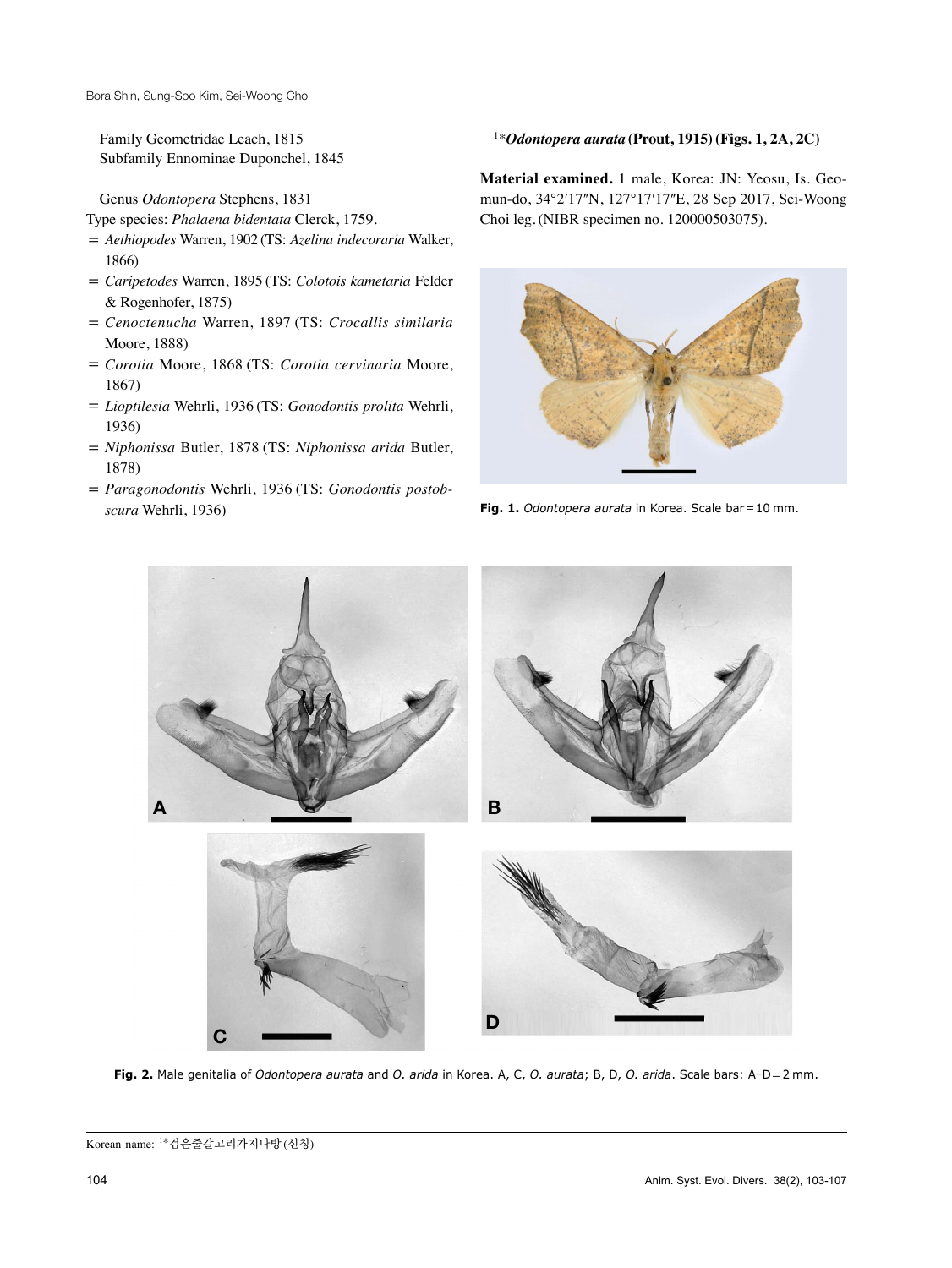Family Geometridae Leach, 1815
Subfamily Ennominae Duponchel, 1845

Genus *Odontopera* Stephens, 1831
Type species: *Phalaena bidentata* Clerck, 1759.
= *Aethiopodes* Warren, 1902 (TS: *Azelina indecoraria* Walker, 1866)
= *Caripetodes* Warren, 1895 (TS: *Colotois kametaria* Felder & Rogenhofer, 1875)
= *Cenoctenucha* Warren, 1897 (TS: *Crocallis similaria* Moore, 1888)
= *Corotia* Moore, 1868 (TS: *Corotia cervinaria* Moore, 1867)
= *Lioptilesia* Wehrli, 1936 (TS: *Gonodontis prolita* Wehrli, 1936)
= *Niphonissa* Butler, 1878 (TS: *Niphonissa arida* Butler, 1878)
= *Paragonodontis* Wehrli, 1936 (TS: *Gonodontis postobscura* Wehrli, 1936)

[1]**Odontopera aurata* (Prout, 1915) (Figs. 1, 2A, 2C)**

**Material examined.** 1 male, Korea: JN: Yeosu, Is. Geomun-do, 34°2′17″N, 127°17′17″E, 28 Sep 2017, Sei-Woong Choi leg. (NIBR specimen no. 120000503075).

**Fig. 1.** *Odontopera aurata* in Korea. Scale bar = 10 mm.

**Fig. 2.** Male genitalia of *Odontopera aurata* and *O. arida* in Korea. A, C, *O. aurata*; B, D, *O. arida*. Scale bars: A–D = 2 mm.

Korean name: [1]*검은줄갈고리가지나방 (신칭)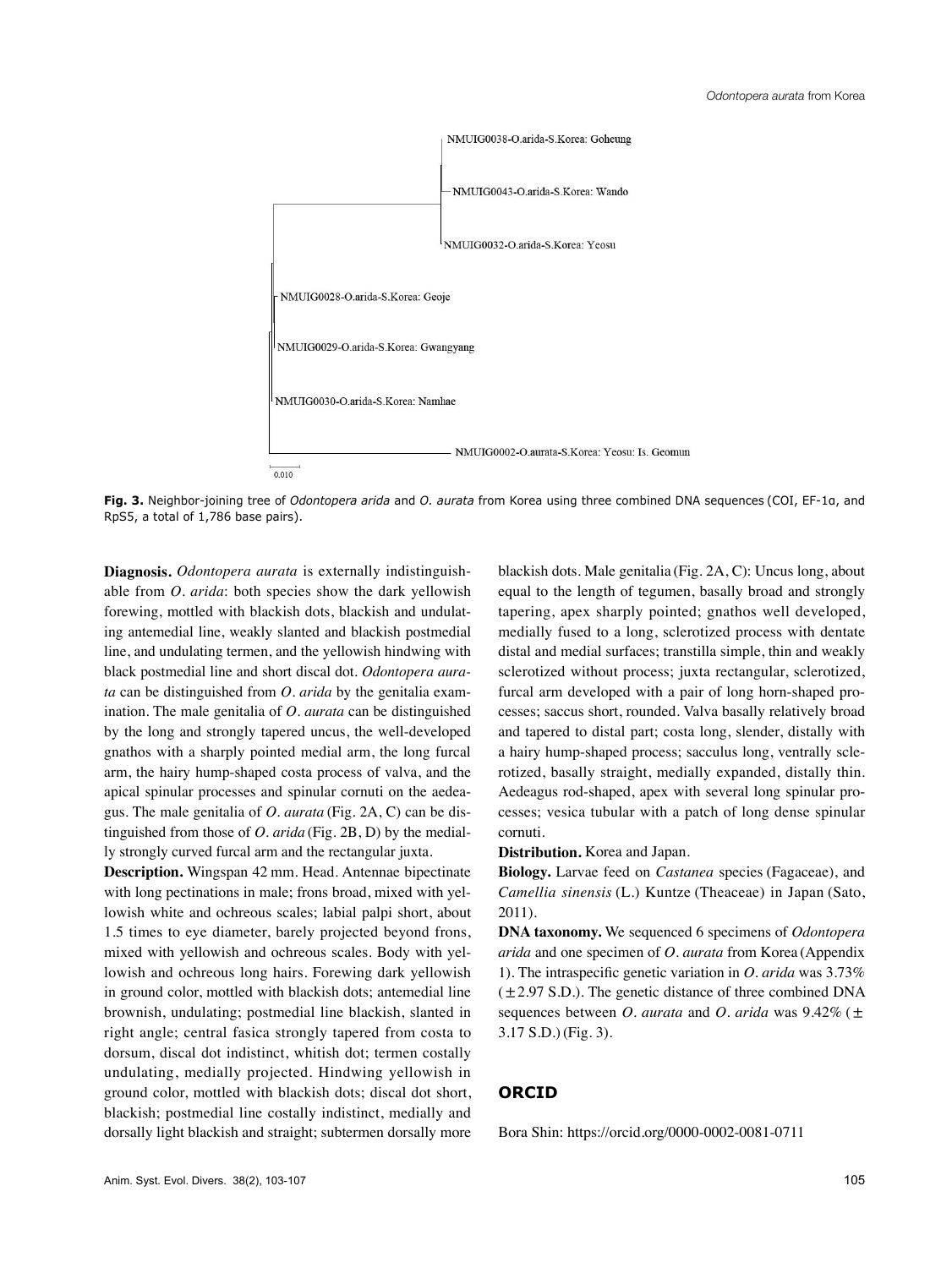**Fig. 3.** Neighbor-joining tree of *Odontopera arida* and *O. aurata* from Korea using three combined DNA sequences (COI, EF-1α, and RpS5, a total of 1,786 base pairs).

**Diagnosis.** *Odontopera aurata* is externally indistinguishable from *O. arida*: both species show the dark yellowish forewing, mottled with blackish dots, blackish and undulating antemedial line, weakly slanted and blackish postmedial line, and undulating termen, and the yellowish hindwing with black postmedial line and short discal dot. *Odontopera aurata* can be distinguished from *O. arida* by the genitalia examination. The male genitalia of *O. aurata* can be distinguished by the long and strongly tapered uncus, the well-developed gnathos with a sharply pointed medial arm, the long furcal arm, the hairy hump-shaped costa process of valva, and the apical spinular processes and spinular cornuti on the aedeagus. The male genitalia of *O. aurata* (Fig. 2A, C) can be distinguished from those of *O. arida* (Fig. 2B, D) by the medially strongly curved furcal arm and the rectangular juxta.

**Description.** Wingspan 42 mm. Head. Antennae bipectinate with long pectinations in male; frons broad, mixed with yellowish white and ochreous scales; labial palpi short, about 1.5 times to eye diameter, barely projected beyond frons, mixed with yellowish and ochreous scales. Body with yellowish and ochreous long hairs. Forewing dark yellowish in ground color, mottled with blackish dots; antemedial line brownish, undulating; postmedial line blackish, slanted in right angle; central fasica strongly tapered from costa to dorsum, discal dot indistinct, whitish dot; termen costally undulating, medially projected. Hindwing yellowish in ground color, mottled with blackish dots; discal dot short, blackish; postmedial line costally indistinct, medially and dorsally light blackish and straight; subtermen dorsally more blackish dots. Male genitalia (Fig. 2A, C): Uncus long, about equal to the length of tegumen, basally broad and strongly tapering, apex sharply pointed; gnathos well developed, medially fused to a long, sclerotized process with dentate distal and medial surfaces; transtilla simple, thin and weakly sclerotized without process; juxta rectangular, sclerotized, furcal arm developed with a pair of long horn-shaped processes; saccus short, rounded. Valva basally relatively broad and tapered to distal part; costa long, slender, distally with a hairy hump-shaped process; sacculus long, ventrally sclerotized, basally straight, medially expanded, distally thin. Aedeagus rod-shaped, apex with several long spinular processes; vesica tubular with a patch of long dense spinular cornuti.

**Distribution.** Korea and Japan.

**Biology.** Larvae feed on *Castanea* species (Fagaceae), and *Camellia sinensis* (L.) Kuntze (Theaceae) in Japan (Sato, 2011).

**DNA taxonomy.** We sequenced 6 specimens of *Odontopera arida* and one specimen of *O. aurata* from Korea (Appendix 1). The intraspecific genetic variation in *O. arida* was 3.73% (±2.97 S.D.). The genetic distance of three combined DNA sequences between *O. aurata* and *O. arida* was 9.42% (±3.17 S.D.) (Fig. 3).

## ORCID

Bora Shin: https://orcid.org/0000-0002-0081-0711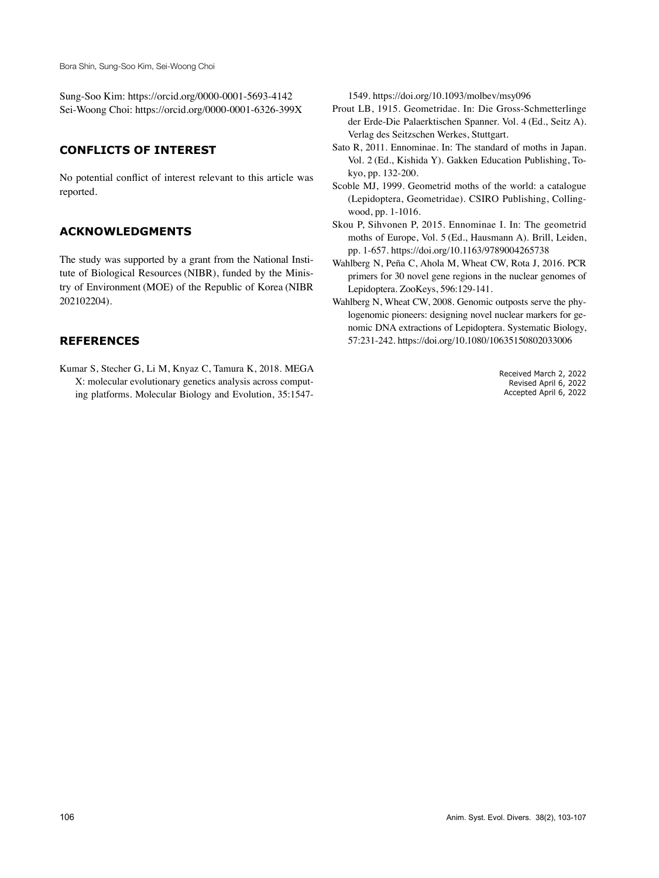Sung-Soo Kim: https://orcid.org/0000-0001-5693-4142
Sei-Woong Choi: https://orcid.org/0000-0001-6326-399X

## CONFLICTS OF INTEREST

No potential conflict of interest relevant to this article was reported.

## ACKNOWLEDGMENTS

The study was supported by a grant from the National Institute of Biological Resources (NIBR), funded by the Ministry of Environment (MOE) of the Republic of Korea (NIBR 202102204).

## REFERENCES

Kumar S, Stecher G, Li M, Knyaz C, Tamura K, 2018. MEGA X: molecular evolutionary genetics analysis across computing platforms. Molecular Biology and Evolution, 35:1547-1549. https://doi.org/10.1093/molbev/msy096

Prout LB, 1915. Geometridae. In: Die Gross-Schmetterlinge der Erde-Die Palaerktischen Spanner. Vol. 4 (Ed., Seitz A). Verlag des Seitzschen Werkes, Stuttgart.

Sato R, 2011. Ennominae. In: The standard of moths in Japan. Vol. 2 (Ed., Kishida Y). Gakken Education Publishing, Tokyo, pp. 132-200.

Scoble MJ, 1999. Geometrid moths of the world: a catalogue (Lepidoptera, Geometridae). CSIRO Publishing, Collingwood, pp. 1-1016.

Skou P, Sihvonen P, 2015. Ennominae I. In: The geometrid moths of Europe, Vol. 5 (Ed., Hausmann A). Brill, Leiden, pp. 1-657. https://doi.org/10.1163/9789004265738

Wahlberg N, Peña C, Ahola M, Wheat CW, Rota J, 2016. PCR primers for 30 novel gene regions in the nuclear genomes of Lepidoptera. ZooKeys, 596:129-141.

Wahlberg N, Wheat CW, 2008. Genomic outposts serve the phylogenomic pioneers: designing novel nuclear markers for genomic DNA extractions of Lepidoptera. Systematic Biology, 57:231-242. https://doi.org/10.1080/10635150802033006

Received March 2, 2022
Revised April 6, 2022
Accepted April 6, 2022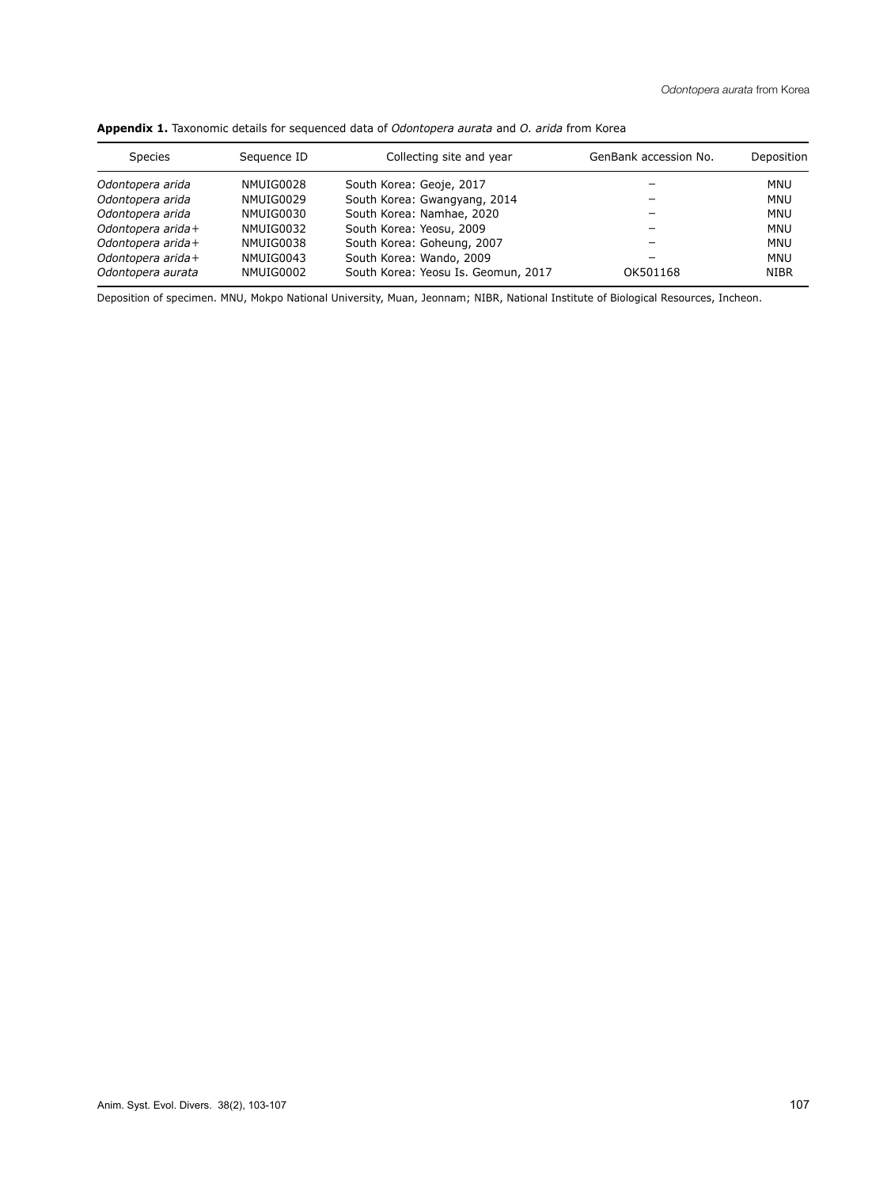**Appendix 1.** Taxonomic details for sequenced data of *Odontopera aurata* and *O. arida* from Korea

| Species | Sequence ID | Collecting site and year | GenBank accession No. | Deposition |
|---|---|---|---|---|
| *Odontopera arida* | NMUIG0028 | South Korea: Geoje, 2017 | – | MNU |
| *Odontopera arida* | NMUIG0029 | South Korea: Gwangyang, 2014 | – | MNU |
| *Odontopera arida* | NMUIG0030 | South Korea: Namhae, 2020 | – | MNU |
| *Odontopera arida*+ | NMUIG0032 | South Korea: Yeosu, 2009 | – | MNU |
| *Odontopera arida*+ | NMUIG0038 | South Korea: Goheung, 2007 | – | MNU |
| *Odontopera arida*+ | NMUIG0043 | South Korea: Wando, 2009 | – | MNU |
| *Odontopera aurata* | NMUIG0002 | South Korea: Yeosu Is. Geomun, 2017 | OK501168 | NIBR |

Deposition of specimen. MNU, Mokpo National University, Muan, Jeonnam; NIBR, National Institute of Biological Resources, Incheon.